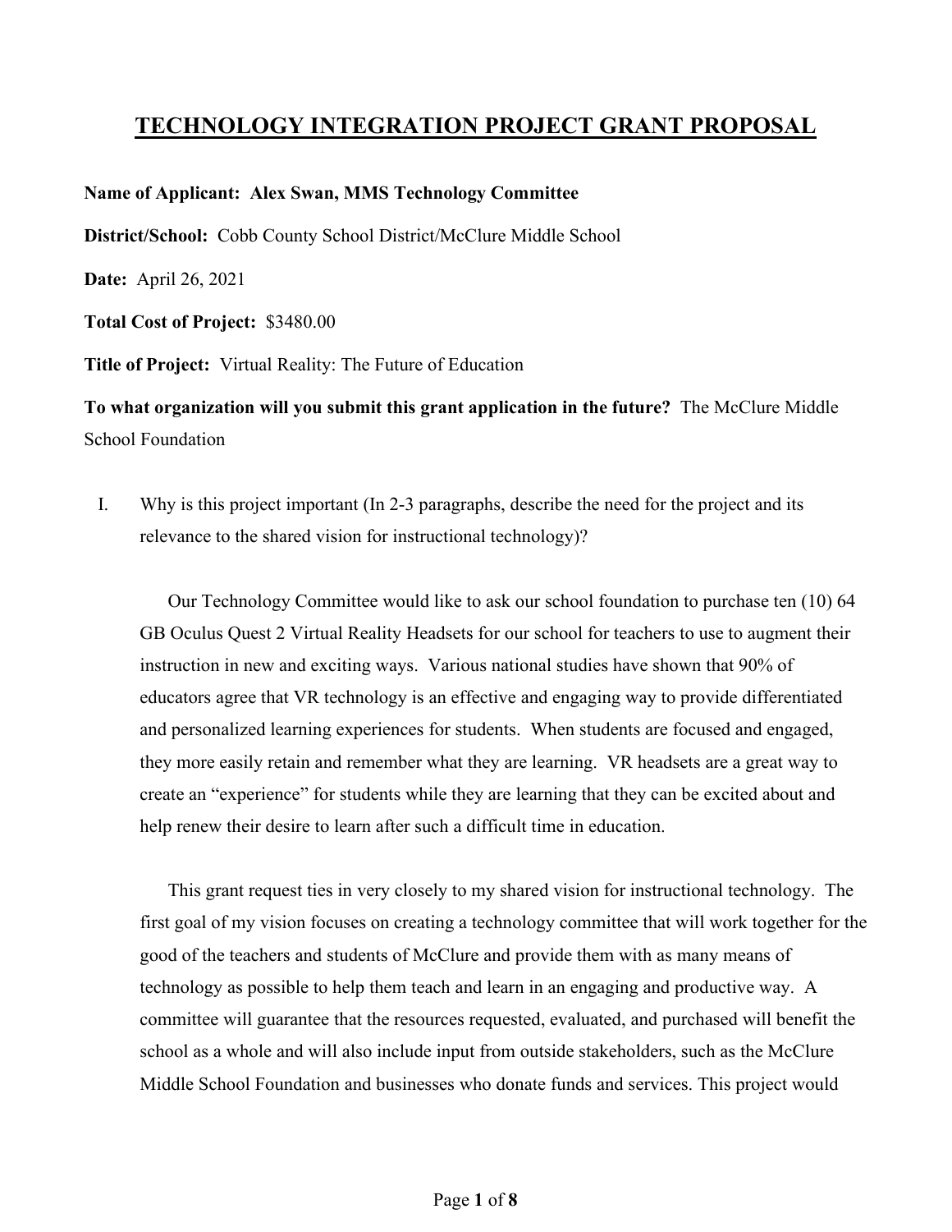# TECHNOLOGY INTEGRATION PROJECT GRANT PROPOSAL

**Name of Applicant: Alex Swan, MMS Technology Committee**

**District/School:** Cobb County School District/McClure Middle School

**Date:** April 26, 2021

**Total Cost of Project:** $3480.00

**Title of Project:** Virtual Reality: The Future of Education

**To what organization will you submit this grant application in the future?** The McClure Middle School Foundation

I. Why is this project important (In 2-3 paragraphs, describe the need for the project and its relevance to the shared vision for instructional technology)?

Our Technology Committee would like to ask our school foundation to purchase ten (10) 64 GB Oculus Quest 2 Virtual Reality Headsets for our school for teachers to use to augment their instruction in new and exciting ways. Various national studies have shown that 90% of educators agree that VR technology is an effective and engaging way to provide differentiated and personalized learning experiences for students. When students are focused and engaged, they more easily retain and remember what they are learning. VR headsets are a great way to create an "experience" for students while they are learning that they can be excited about and help renew their desire to learn after such a difficult time in education.

This grant request ties in very closely to my shared vision for instructional technology. The first goal of my vision focuses on creating a technology committee that will work together for the good of the teachers and students of McClure and provide them with as many means of technology as possible to help them teach and learn in an engaging and productive way. A committee will guarantee that the resources requested, evaluated, and purchased will benefit the school as a whole and will also include input from outside stakeholders, such as the McClure Middle School Foundation and businesses who donate funds and services. This project would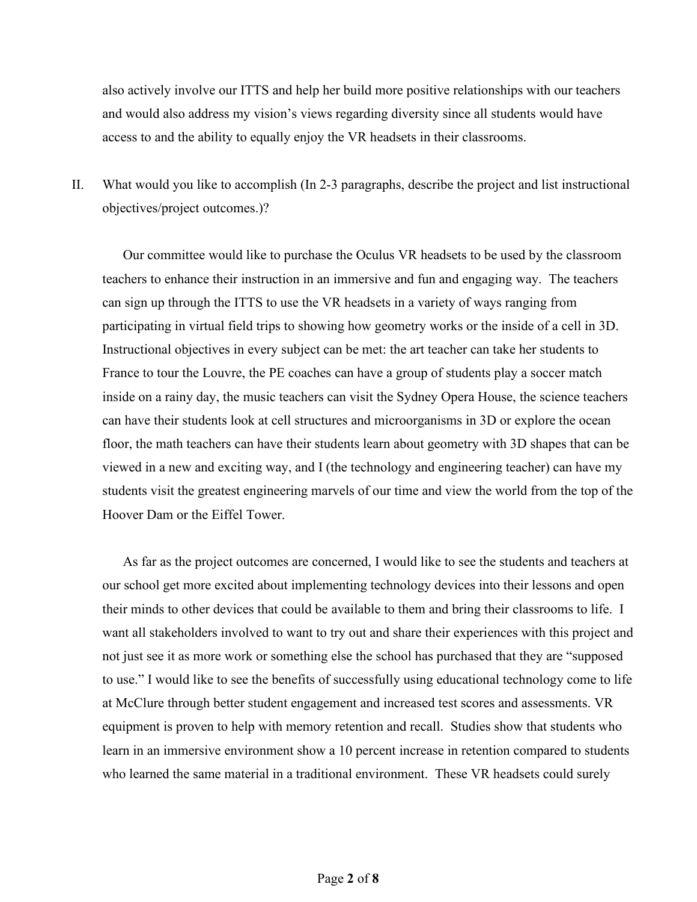also actively involve our ITTS and help her build more positive relationships with our teachers and would also address my vision's views regarding diversity since all students would have access to and the ability to equally enjoy the VR headsets in their classrooms.

II. What would you like to accomplish (In 2-3 paragraphs, describe the project and list instructional objectives/project outcomes.)?

Our committee would like to purchase the Oculus VR headsets to be used by the classroom teachers to enhance their instruction in an immersive and fun and engaging way. The teachers can sign up through the ITTS to use the VR headsets in a variety of ways ranging from participating in virtual field trips to showing how geometry works or the inside of a cell in 3D. Instructional objectives in every subject can be met: the art teacher can take her students to France to tour the Louvre, the PE coaches can have a group of students play a soccer match inside on a rainy day, the music teachers can visit the Sydney Opera House, the science teachers can have their students look at cell structures and microorganisms in 3D or explore the ocean floor, the math teachers can have their students learn about geometry with 3D shapes that can be viewed in a new and exciting way, and I (the technology and engineering teacher) can have my students visit the greatest engineering marvels of our time and view the world from the top of the Hoover Dam or the Eiffel Tower.

As far as the project outcomes are concerned, I would like to see the students and teachers at our school get more excited about implementing technology devices into their lessons and open their minds to other devices that could be available to them and bring their classrooms to life. I want all stakeholders involved to want to try out and share their experiences with this project and not just see it as more work or something else the school has purchased that they are "supposed to use." I would like to see the benefits of successfully using educational technology come to life at McClure through better student engagement and increased test scores and assessments. VR equipment is proven to help with memory retention and recall. Studies show that students who learn in an immersive environment show a 10 percent increase in retention compared to students who learned the same material in a traditional environment. These VR headsets could surely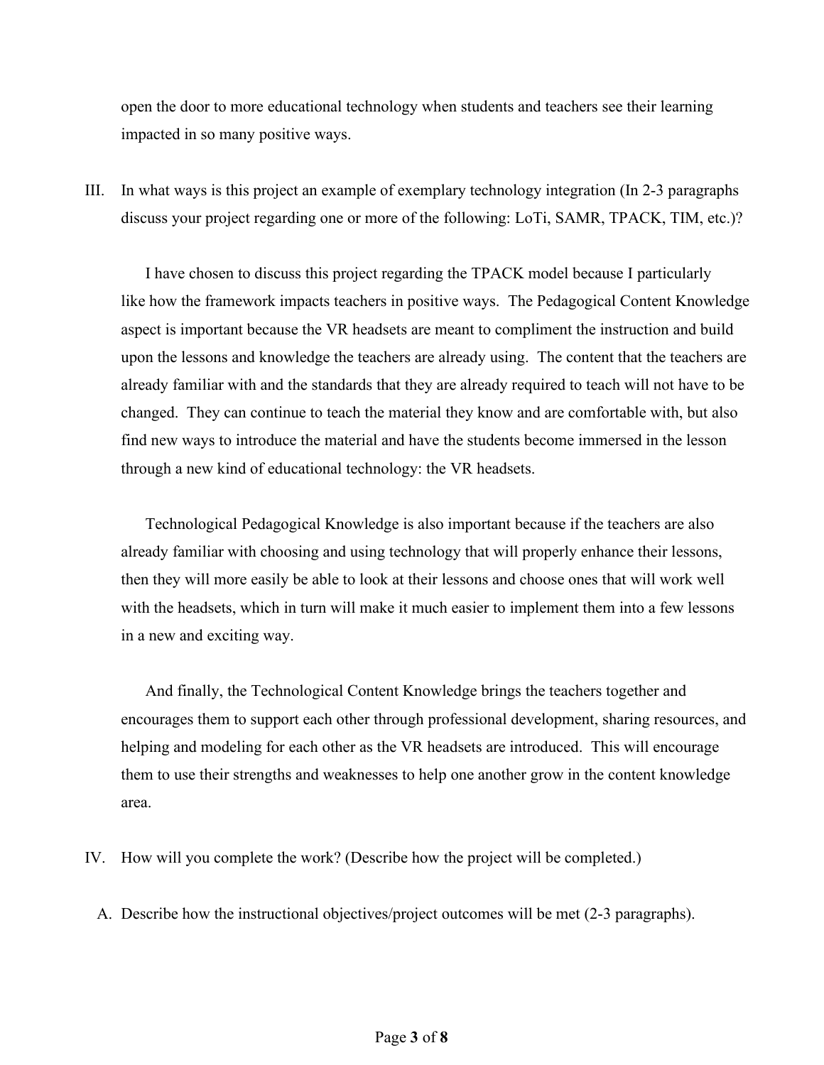open the door to more educational technology when students and teachers see their learning impacted in so many positive ways.

III. In what ways is this project an example of exemplary technology integration (In 2-3 paragraphs discuss your project regarding one or more of the following: LoTi, SAMR, TPACK, TIM, etc.)?

I have chosen to discuss this project regarding the TPACK model because I particularly like how the framework impacts teachers in positive ways. The Pedagogical Content Knowledge aspect is important because the VR headsets are meant to compliment the instruction and build upon the lessons and knowledge the teachers are already using. The content that the teachers are already familiar with and the standards that they are already required to teach will not have to be changed. They can continue to teach the material they know and are comfortable with, but also find new ways to introduce the material and have the students become immersed in the lesson through a new kind of educational technology: the VR headsets.

Technological Pedagogical Knowledge is also important because if the teachers are also already familiar with choosing and using technology that will properly enhance their lessons, then they will more easily be able to look at their lessons and choose ones that will work well with the headsets, which in turn will make it much easier to implement them into a few lessons in a new and exciting way.

And finally, the Technological Content Knowledge brings the teachers together and encourages them to support each other through professional development, sharing resources, and helping and modeling for each other as the VR headsets are introduced. This will encourage them to use their strengths and weaknesses to help one another grow in the content knowledge area.

IV. How will you complete the work? (Describe how the project will be completed.)

A. Describe how the instructional objectives/project outcomes will be met (2-3 paragraphs).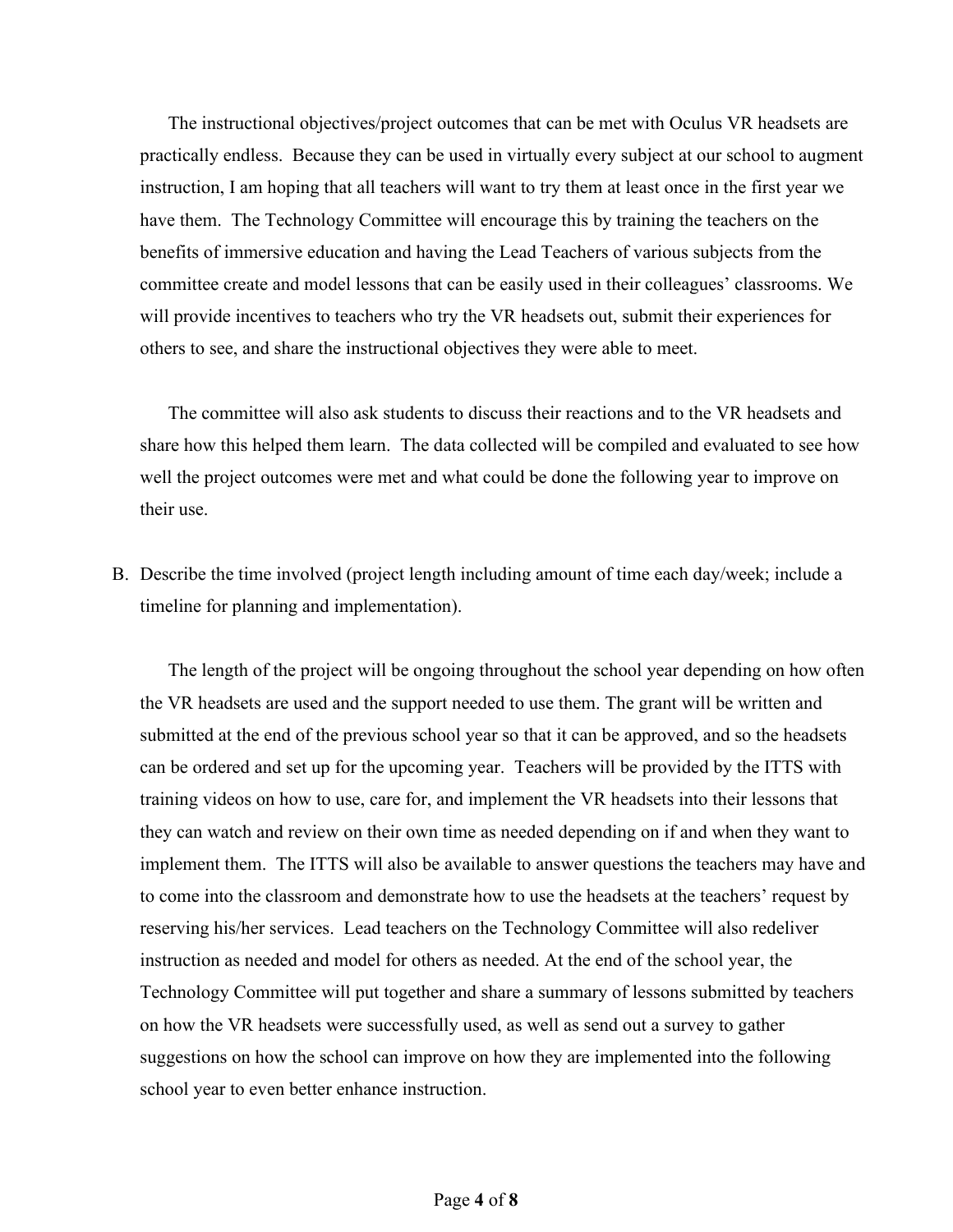The instructional objectives/project outcomes that can be met with Oculus VR headsets are practically endless. Because they can be used in virtually every subject at our school to augment instruction, I am hoping that all teachers will want to try them at least once in the first year we have them. The Technology Committee will encourage this by training the teachers on the benefits of immersive education and having the Lead Teachers of various subjects from the committee create and model lessons that can be easily used in their colleagues' classrooms. We will provide incentives to teachers who try the VR headsets out, submit their experiences for others to see, and share the instructional objectives they were able to meet.

The committee will also ask students to discuss their reactions and to the VR headsets and share how this helped them learn. The data collected will be compiled and evaluated to see how well the project outcomes were met and what could be done the following year to improve on their use.

B. Describe the time involved (project length including amount of time each day/week; include a timeline for planning and implementation).

The length of the project will be ongoing throughout the school year depending on how often the VR headsets are used and the support needed to use them. The grant will be written and submitted at the end of the previous school year so that it can be approved, and so the headsets can be ordered and set up for the upcoming year. Teachers will be provided by the ITTS with training videos on how to use, care for, and implement the VR headsets into their lessons that they can watch and review on their own time as needed depending on if and when they want to implement them. The ITTS will also be available to answer questions the teachers may have and to come into the classroom and demonstrate how to use the headsets at the teachers' request by reserving his/her services. Lead teachers on the Technology Committee will also redeliver instruction as needed and model for others as needed. At the end of the school year, the Technology Committee will put together and share a summary of lessons submitted by teachers on how the VR headsets were successfully used, as well as send out a survey to gather suggestions on how the school can improve on how they are implemented into the following school year to even better enhance instruction.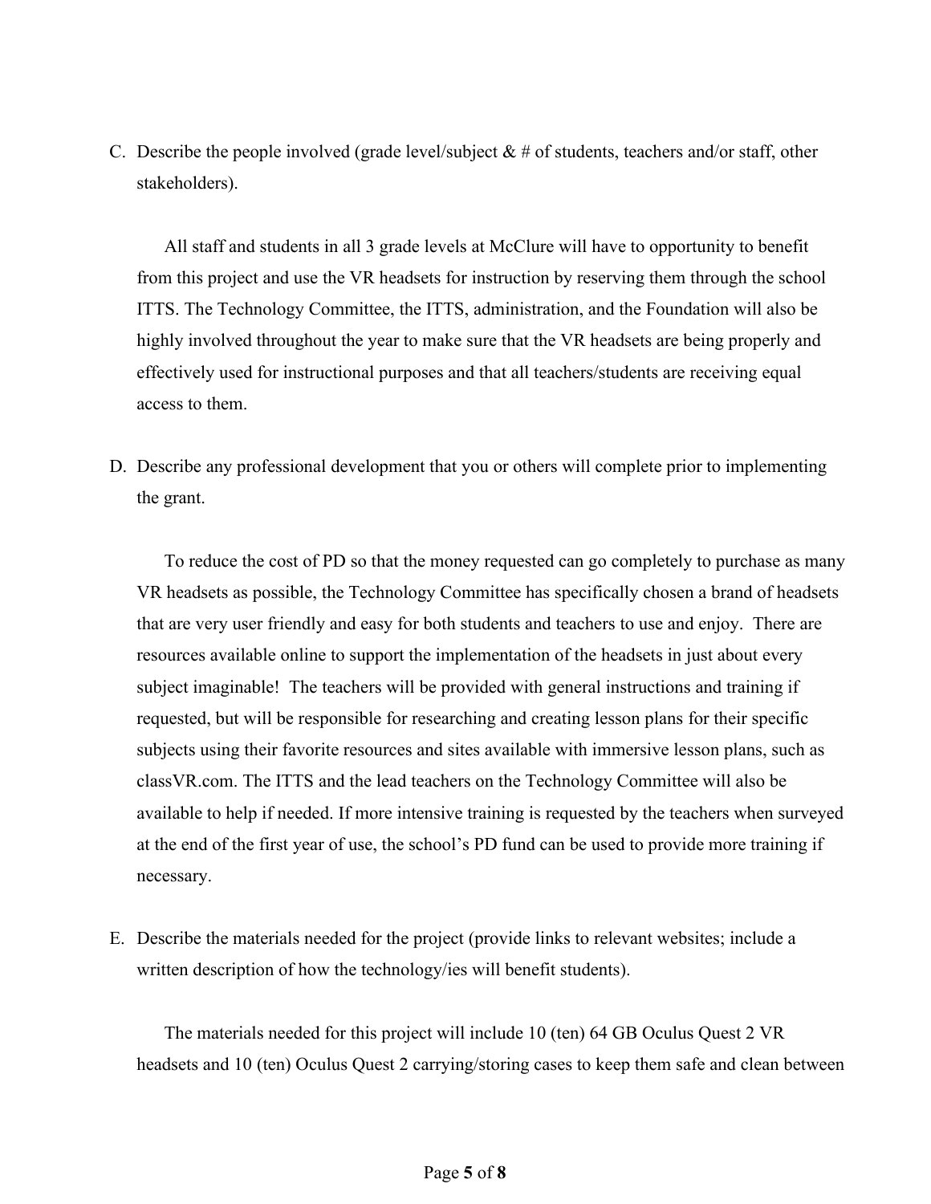C. Describe the people involved (grade level/subject & # of students, teachers and/or staff, other stakeholders).

All staff and students in all 3 grade levels at McClure will have to opportunity to benefit from this project and use the VR headsets for instruction by reserving them through the school ITTS. The Technology Committee, the ITTS, administration, and the Foundation will also be highly involved throughout the year to make sure that the VR headsets are being properly and effectively used for instructional purposes and that all teachers/students are receiving equal access to them.

D. Describe any professional development that you or others will complete prior to implementing the grant.

To reduce the cost of PD so that the money requested can go completely to purchase as many VR headsets as possible, the Technology Committee has specifically chosen a brand of headsets that are very user friendly and easy for both students and teachers to use and enjoy. There are resources available online to support the implementation of the headsets in just about every subject imaginable! The teachers will be provided with general instructions and training if requested, but will be responsible for researching and creating lesson plans for their specific subjects using their favorite resources and sites available with immersive lesson plans, such as classVR.com. The ITTS and the lead teachers on the Technology Committee will also be available to help if needed. If more intensive training is requested by the teachers when surveyed at the end of the first year of use, the school's PD fund can be used to provide more training if necessary.

E. Describe the materials needed for the project (provide links to relevant websites; include a written description of how the technology/ies will benefit students).

The materials needed for this project will include 10 (ten) 64 GB Oculus Quest 2 VR headsets and 10 (ten) Oculus Quest 2 carrying/storing cases to keep them safe and clean between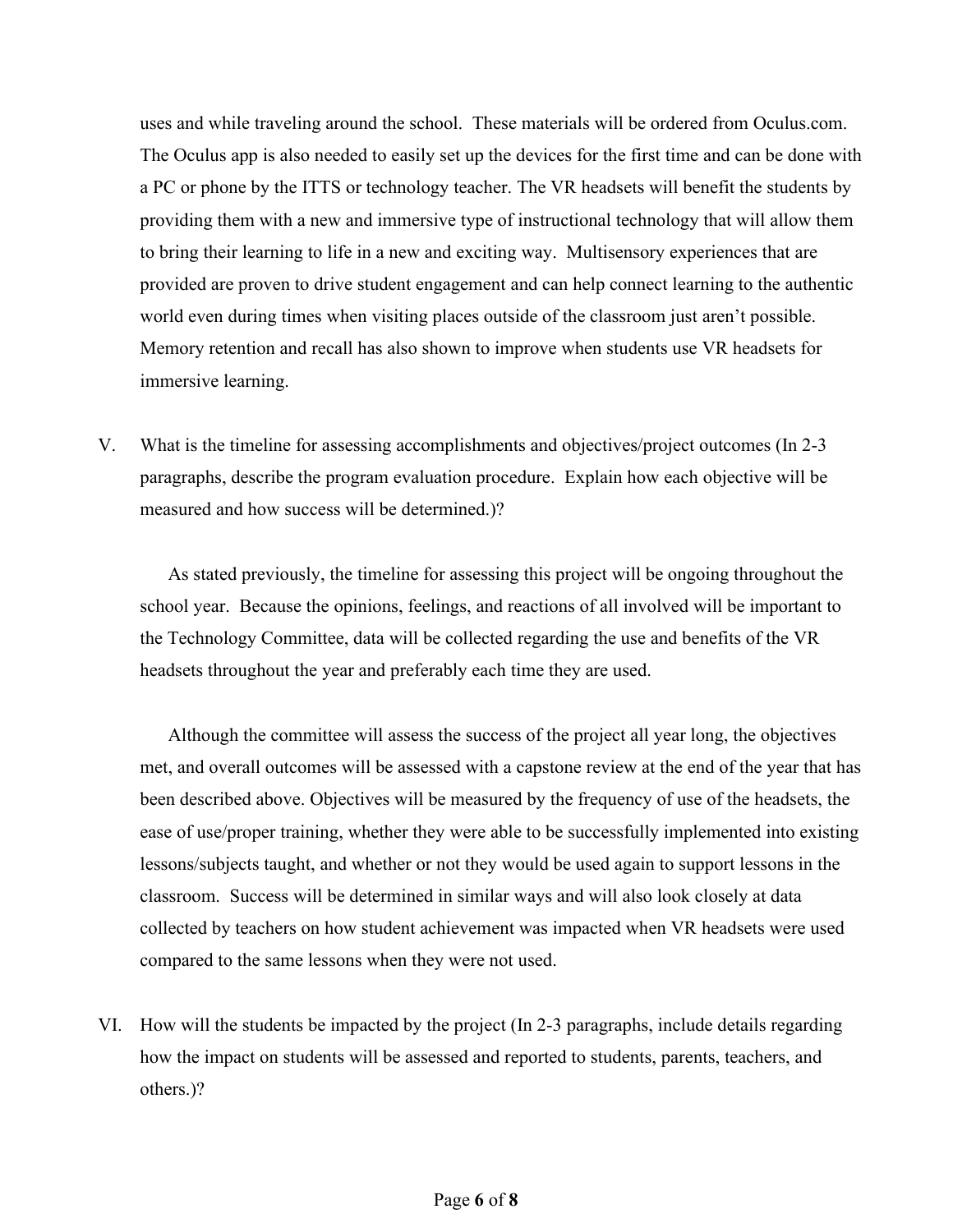uses and while traveling around the school. These materials will be ordered from Oculus.com. The Oculus app is also needed to easily set up the devices for the first time and can be done with a PC or phone by the ITTS or technology teacher. The VR headsets will benefit the students by providing them with a new and immersive type of instructional technology that will allow them to bring their learning to life in a new and exciting way. Multisensory experiences that are provided are proven to drive student engagement and can help connect learning to the authentic world even during times when visiting places outside of the classroom just aren't possible. Memory retention and recall has also shown to improve when students use VR headsets for immersive learning.

V. What is the timeline for assessing accomplishments and objectives/project outcomes (In 2-3 paragraphs, describe the program evaluation procedure. Explain how each objective will be measured and how success will be determined.)?

As stated previously, the timeline for assessing this project will be ongoing throughout the school year. Because the opinions, feelings, and reactions of all involved will be important to the Technology Committee, data will be collected regarding the use and benefits of the VR headsets throughout the year and preferably each time they are used.

Although the committee will assess the success of the project all year long, the objectives met, and overall outcomes will be assessed with a capstone review at the end of the year that has been described above. Objectives will be measured by the frequency of use of the headsets, the ease of use/proper training, whether they were able to be successfully implemented into existing lessons/subjects taught, and whether or not they would be used again to support lessons in the classroom. Success will be determined in similar ways and will also look closely at data collected by teachers on how student achievement was impacted when VR headsets were used compared to the same lessons when they were not used.

VI. How will the students be impacted by the project (In 2-3 paragraphs, include details regarding how the impact on students will be assessed and reported to students, parents, teachers, and others.)?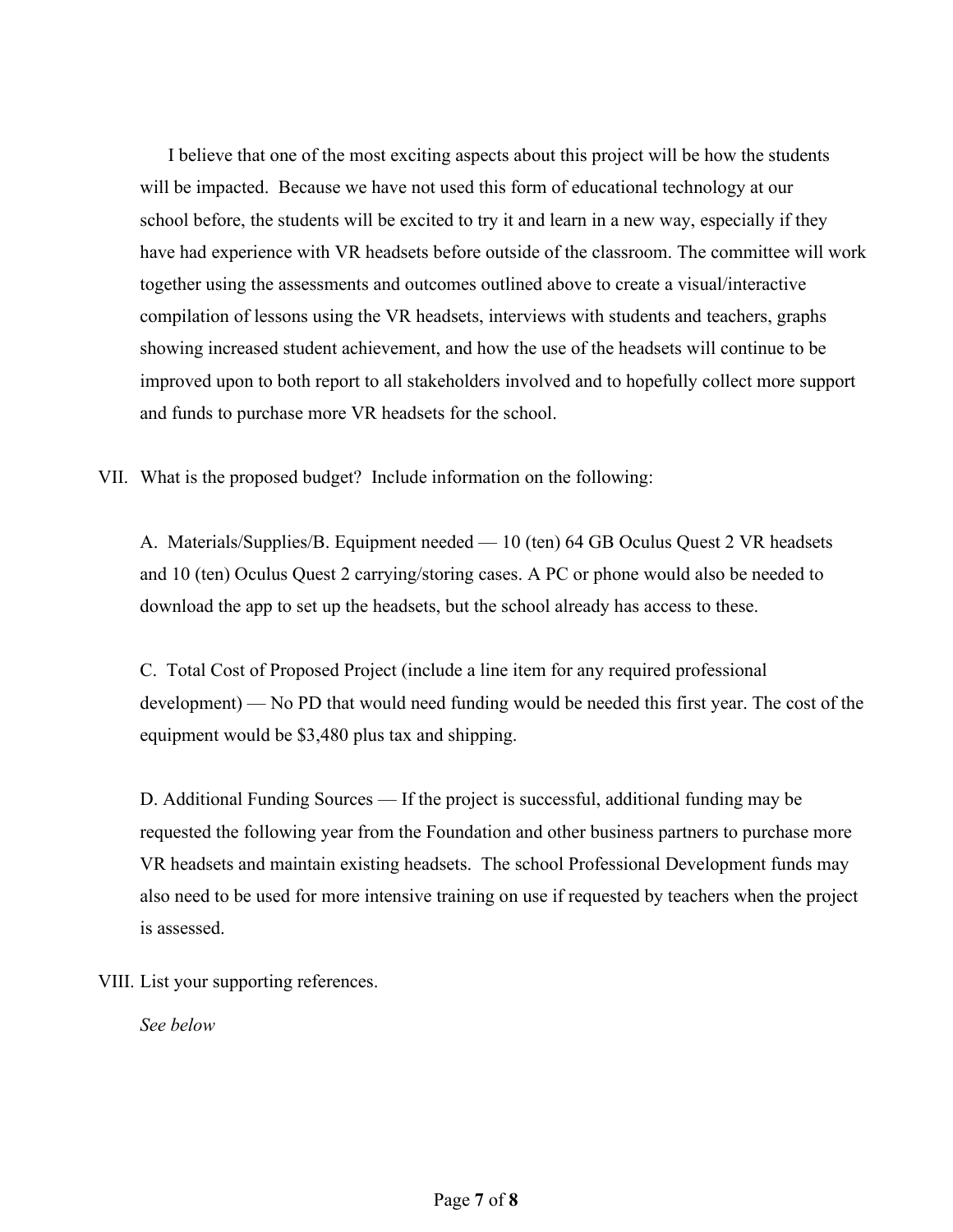I believe that one of the most exciting aspects about this project will be how the students will be impacted. Because we have not used this form of educational technology at our school before, the students will be excited to try it and learn in a new way, especially if they have had experience with VR headsets before outside of the classroom. The committee will work together using the assessments and outcomes outlined above to create a visual/interactive compilation of lessons using the VR headsets, interviews with students and teachers, graphs showing increased student achievement, and how the use of the headsets will continue to be improved upon to both report to all stakeholders involved and to hopefully collect more support and funds to purchase more VR headsets for the school.

VII. What is the proposed budget? Include information on the following:

A. Materials/Supplies/B. Equipment needed — 10 (ten) 64 GB Oculus Quest 2 VR headsets and 10 (ten) Oculus Quest 2 carrying/storing cases. A PC or phone would also be needed to download the app to set up the headsets, but the school already has access to these.

C. Total Cost of Proposed Project (include a line item for any required professional development) — No PD that would need funding would be needed this first year. The cost of the equipment would be $3,480 plus tax and shipping.

D. Additional Funding Sources — If the project is successful, additional funding may be requested the following year from the Foundation and other business partners to purchase more VR headsets and maintain existing headsets. The school Professional Development funds may also need to be used for more intensive training on use if requested by teachers when the project is assessed.

VIII. List your supporting references.

*See below*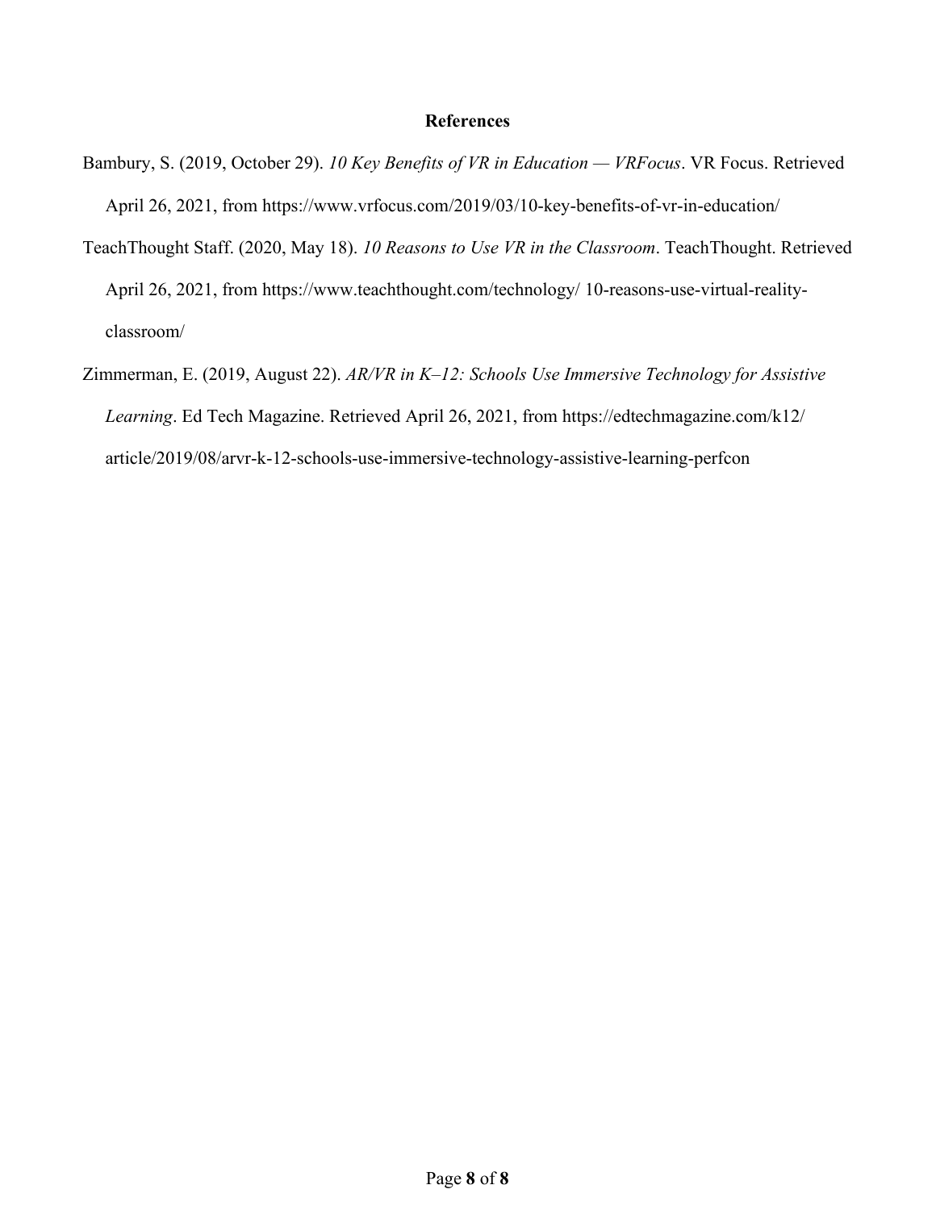## References

Bambury, S. (2019, October 29). *10 Key Benefits of VR in Education — VRFocus*. VR Focus. Retrieved April 26, 2021, from https://www.vrfocus.com/2019/03/10-key-benefits-of-vr-in-education/

TeachThought Staff. (2020, May 18). *10 Reasons to Use VR in the Classroom*. TeachThought. Retrieved April 26, 2021, from https://www.teachthought.com/technology/ 10-reasons-use-virtual-reality-classroom/

Zimmerman, E. (2019, August 22). *AR/VR in K–12: Schools Use Immersive Technology for Assistive Learning*. Ed Tech Magazine. Retrieved April 26, 2021, from https://edtechmagazine.com/k12/article/2019/08/arvr-k-12-schools-use-immersive-technology-assistive-learning-perfcon